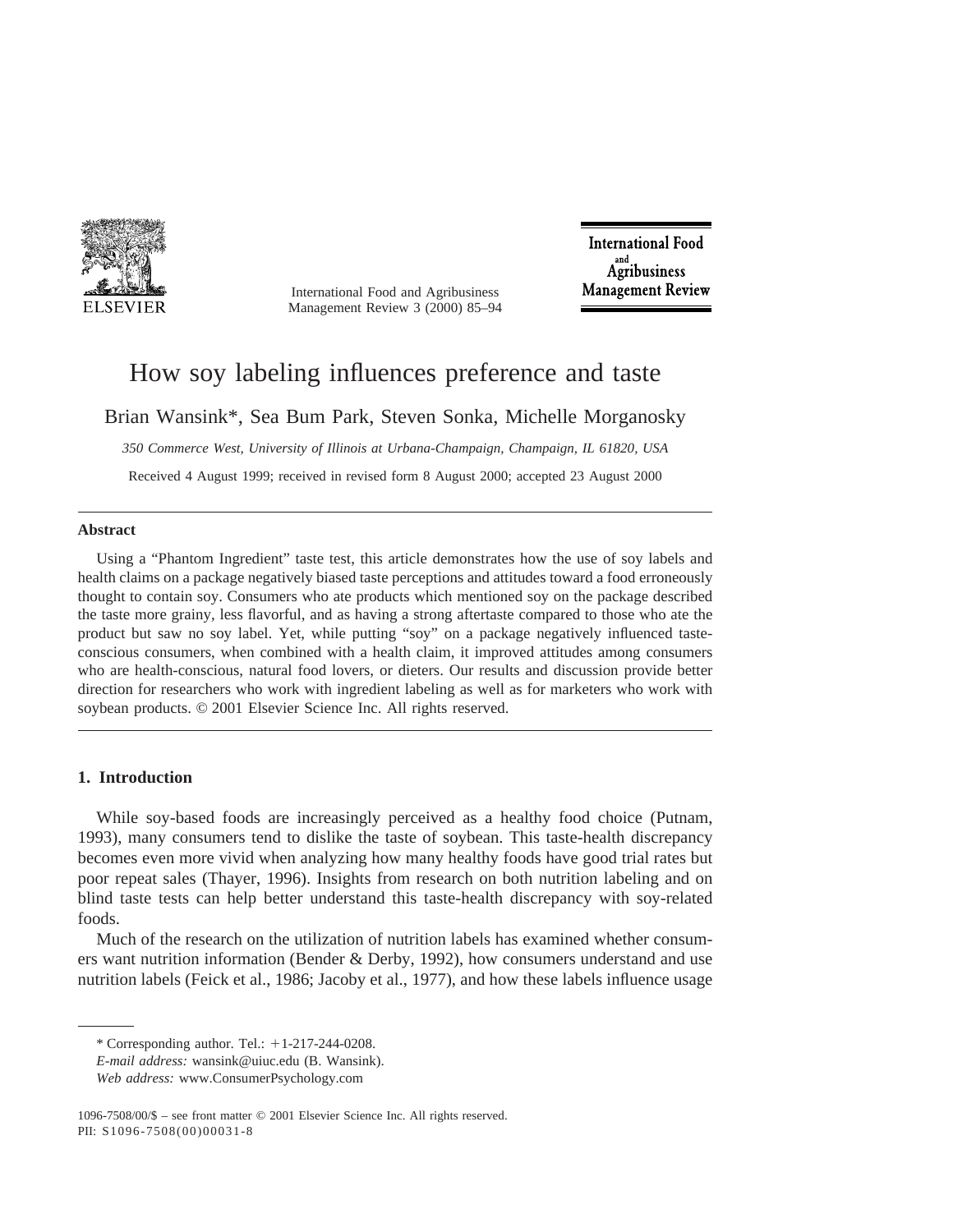# How soy labeling influences preference and taste

Brian Wansink*, Sea Bum Park, Steven Sonka, Michelle Morganosky

*350 Commerce West, University of Illinois at Urbana-Champaign, Champaign, IL 61820, USA*

Received 4 August 1999; received in revised form 8 August 2000; accepted 23 August 2000

## Abstract

Using a "Phantom Ingredient" taste test, this article demonstrates how the use of soy labels and health claims on a package negatively biased taste perceptions and attitudes toward a food erroneously thought to contain soy. Consumers who ate products which mentioned soy on the package described the taste more grainy, less flavorful, and as having a strong aftertaste compared to those who ate the product but saw no soy label. Yet, while putting "soy" on a package negatively influenced taste-conscious consumers, when combined with a health claim, it improved attitudes among consumers who are health-conscious, natural food lovers, or dieters. Our results and discussion provide better direction for researchers who work with ingredient labeling as well as for marketers who work with soybean products. © 2001 Elsevier Science Inc. All rights reserved.

## 1. Introduction

While soy-based foods are increasingly perceived as a healthy food choice (Putnam, 1993), many consumers tend to dislike the taste of soybean. This taste-health discrepancy becomes even more vivid when analyzing how many healthy foods have good trial rates but poor repeat sales (Thayer, 1996). Insights from research on both nutrition labeling and on blind taste tests can help better understand this taste-health discrepancy with soy-related foods.

Much of the research on the utilization of nutrition labels has examined whether consumers want nutrition information (Bender & Derby, 1992), how consumers understand and use nutrition labels (Feick et al., 1986; Jacoby et al., 1977), and how these labels influence usage

---

* Corresponding author. Tel.: +1-217-244-0208.

*E-mail address:* wansink@uiuc.edu (B. Wansink).

*Web address:* www.ConsumerPsychology.com

1096-7508/00/$ – see front matter © 2001 Elsevier Science Inc. All rights reserved.
PII: S1096-7508(00)00031-8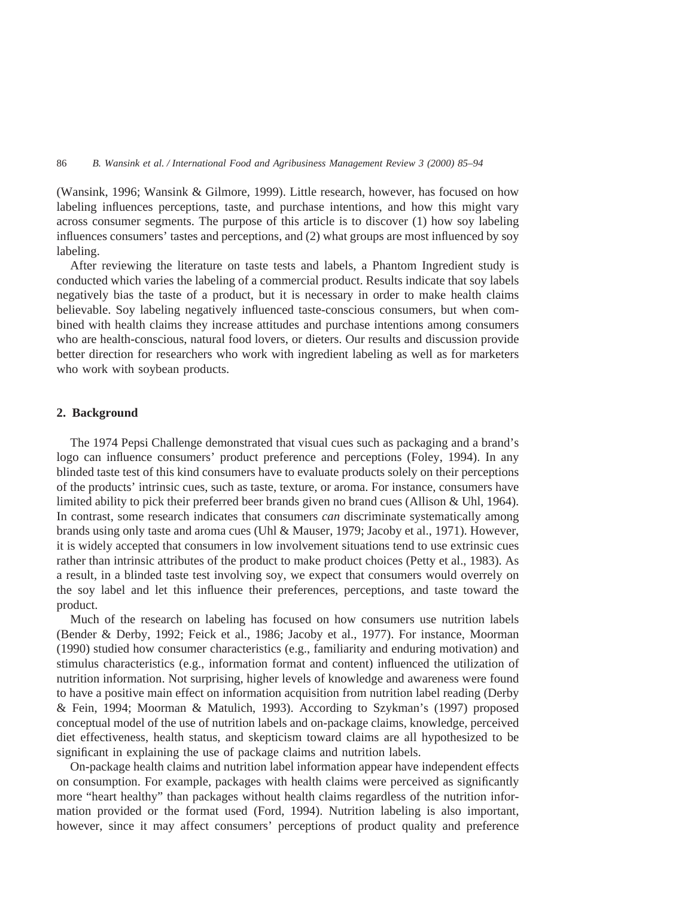(Wansink, 1996; Wansink & Gilmore, 1999). Little research, however, has focused on how labeling influences perceptions, taste, and purchase intentions, and how this might vary across consumer segments. The purpose of this article is to discover (1) how soy labeling influences consumers' tastes and perceptions, and (2) what groups are most influenced by soy labeling.

After reviewing the literature on taste tests and labels, a Phantom Ingredient study is conducted which varies the labeling of a commercial product. Results indicate that soy labels negatively bias the taste of a product, but it is necessary in order to make health claims believable. Soy labeling negatively influenced taste-conscious consumers, but when combined with health claims they increase attitudes and purchase intentions among consumers who are health-conscious, natural food lovers, or dieters. Our results and discussion provide better direction for researchers who work with ingredient labeling as well as for marketers who work with soybean products.

## 2. Background

The 1974 Pepsi Challenge demonstrated that visual cues such as packaging and a brand's logo can influence consumers' product preference and perceptions (Foley, 1994). In any blinded taste test of this kind consumers have to evaluate products solely on their perceptions of the products' intrinsic cues, such as taste, texture, or aroma. For instance, consumers have limited ability to pick their preferred beer brands given no brand cues (Allison & Uhl, 1964). In contrast, some research indicates that consumers *can* discriminate systematically among brands using only taste and aroma cues (Uhl & Mauser, 1979; Jacoby et al., 1971). However, it is widely accepted that consumers in low involvement situations tend to use extrinsic cues rather than intrinsic attributes of the product to make product choices (Petty et al., 1983). As a result, in a blinded taste test involving soy, we expect that consumers would overrely on the soy label and let this influence their preferences, perceptions, and taste toward the product.

Much of the research on labeling has focused on how consumers use nutrition labels (Bender & Derby, 1992; Feick et al., 1986; Jacoby et al., 1977). For instance, Moorman (1990) studied how consumer characteristics (e.g., familiarity and enduring motivation) and stimulus characteristics (e.g., information format and content) influenced the utilization of nutrition information. Not surprising, higher levels of knowledge and awareness were found to have a positive main effect on information acquisition from nutrition label reading (Derby & Fein, 1994; Moorman & Matulich, 1993). According to Szykman's (1997) proposed conceptual model of the use of nutrition labels and on-package claims, knowledge, perceived diet effectiveness, health status, and skepticism toward claims are all hypothesized to be significant in explaining the use of package claims and nutrition labels.

On-package health claims and nutrition label information appear have independent effects on consumption. For example, packages with health claims were perceived as significantly more "heart healthy" than packages without health claims regardless of the nutrition information provided or the format used (Ford, 1994). Nutrition labeling is also important, however, since it may affect consumers' perceptions of product quality and preference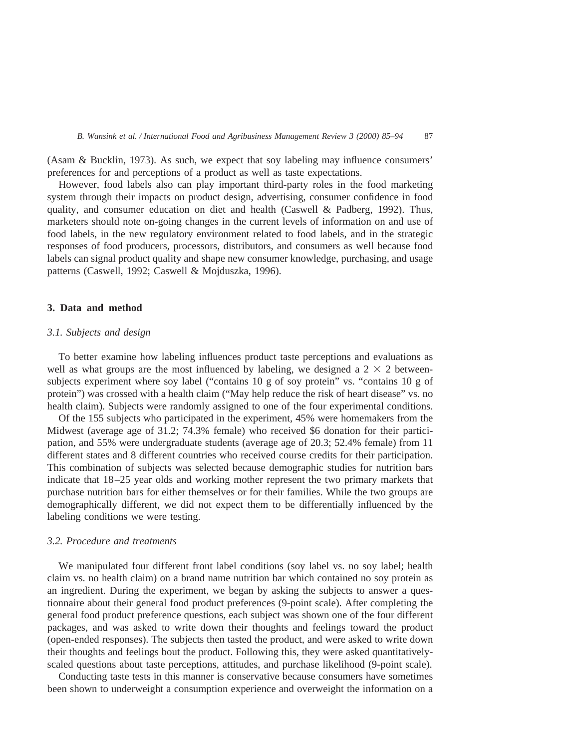(Asam & Bucklin, 1973). As such, we expect that soy labeling may influence consumers' preferences for and perceptions of a product as well as taste expectations.

However, food labels also can play important third-party roles in the food marketing system through their impacts on product design, advertising, consumer confidence in food quality, and consumer education on diet and health (Caswell & Padberg, 1992). Thus, marketers should note on-going changes in the current levels of information on and use of food labels, in the new regulatory environment related to food labels, and in the strategic responses of food producers, processors, distributors, and consumers as well because food labels can signal product quality and shape new consumer knowledge, purchasing, and usage patterns (Caswell, 1992; Caswell & Mojduszka, 1996).

## 3. Data and method

### 3.1. Subjects and design

To better examine how labeling influences product taste perceptions and evaluations as well as what groups are the most influenced by labeling, we designed a $2 \times 2$ between-subjects experiment where soy label ("contains 10 g of soy protein" vs. "contains 10 g of protein") was crossed with a health claim ("May help reduce the risk of heart disease" vs. no health claim). Subjects were randomly assigned to one of the four experimental conditions.

Of the 155 subjects who participated in the experiment, 45% were homemakers from the Midwest (average age of 31.2; 74.3% female) who received $6 donation for their participation, and 55% were undergraduate students (average age of 20.3; 52.4% female) from 11 different states and 8 different countries who received course credits for their participation. This combination of subjects was selected because demographic studies for nutrition bars indicate that 18–25 year olds and working mother represent the two primary markets that purchase nutrition bars for either themselves or for their families. While the two groups are demographically different, we did not expect them to be differentially influenced by the labeling conditions we were testing.

### 3.2. Procedure and treatments

We manipulated four different front label conditions (soy label vs. no soy label; health claim vs. no health claim) on a brand name nutrition bar which contained no soy protein as an ingredient. During the experiment, we began by asking the subjects to answer a questionnaire about their general food product preferences (9-point scale). After completing the general food product preference questions, each subject was shown one of the four different packages, and was asked to write down their thoughts and feelings toward the product (open-ended responses). The subjects then tasted the product, and were asked to write down their thoughts and feelings bout the product. Following this, they were asked quantitatively-scaled questions about taste perceptions, attitudes, and purchase likelihood (9-point scale).

Conducting taste tests in this manner is conservative because consumers have sometimes been shown to underweight a consumption experience and overweight the information on a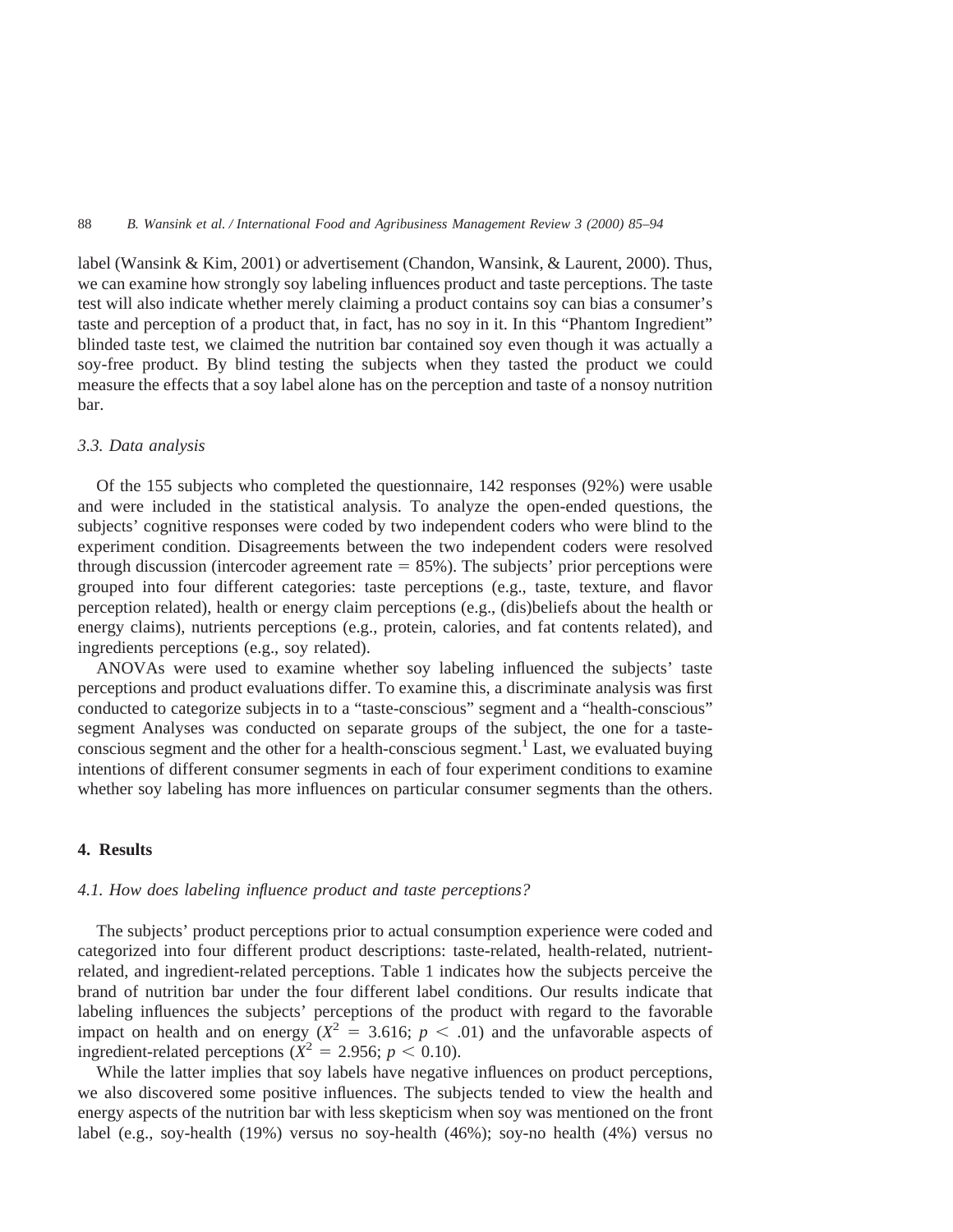label (Wansink & Kim, 2001) or advertisement (Chandon, Wansink, & Laurent, 2000). Thus, we can examine how strongly soy labeling influences product and taste perceptions. The taste test will also indicate whether merely claiming a product contains soy can bias a consumer's taste and perception of a product that, in fact, has no soy in it. In this "Phantom Ingredient" blinded taste test, we claimed the nutrition bar contained soy even though it was actually a soy-free product. By blind testing the subjects when they tasted the product we could measure the effects that a soy label alone has on the perception and taste of a nonsoy nutrition bar.

### 3.3. Data analysis

Of the 155 subjects who completed the questionnaire, 142 responses (92%) were usable and were included in the statistical analysis. To analyze the open-ended questions, the subjects' cognitive responses were coded by two independent coders who were blind to the experiment condition. Disagreements between the two independent coders were resolved through discussion (intercoder agreement rate = 85%). The subjects' prior perceptions were grouped into four different categories: taste perceptions (e.g., taste, texture, and flavor perception related), health or energy claim perceptions (e.g., (dis)beliefs about the health or energy claims), nutrients perceptions (e.g., protein, calories, and fat contents related), and ingredients perceptions (e.g., soy related).

ANOVAs were used to examine whether soy labeling influenced the subjects' taste perceptions and product evaluations differ. To examine this, a discriminate analysis was first conducted to categorize subjects in to a "taste-conscious" segment and a "health-conscious" segment Analyses was conducted on separate groups of the subject, the one for a taste-conscious segment and the other for a health-conscious segment.[1] Last, we evaluated buying intentions of different consumer segments in each of four experiment conditions to examine whether soy labeling has more influences on particular consumer segments than the others.

## 4. Results

### 4.1. How does labeling influence product and taste perceptions?

The subjects' product perceptions prior to actual consumption experience were coded and categorized into four different product descriptions: taste-related, health-related, nutrient-related, and ingredient-related perceptions. Table 1 indicates how the subjects perceive the brand of nutrition bar under the four different label conditions. Our results indicate that labeling influences the subjects' perceptions of the product with regard to the favorable impact on health and on energy ($X^2 = 3.616$; $p < .01$) and the unfavorable aspects of ingredient-related perceptions ($X^2 = 2.956$; $p < 0.10$).

While the latter implies that soy labels have negative influences on product perceptions, we also discovered some positive influences. The subjects tended to view the health and energy aspects of the nutrition bar with less skepticism when soy was mentioned on the front label (e.g., soy-health (19%) versus no soy-health (46%); soy-no health (4%) versus no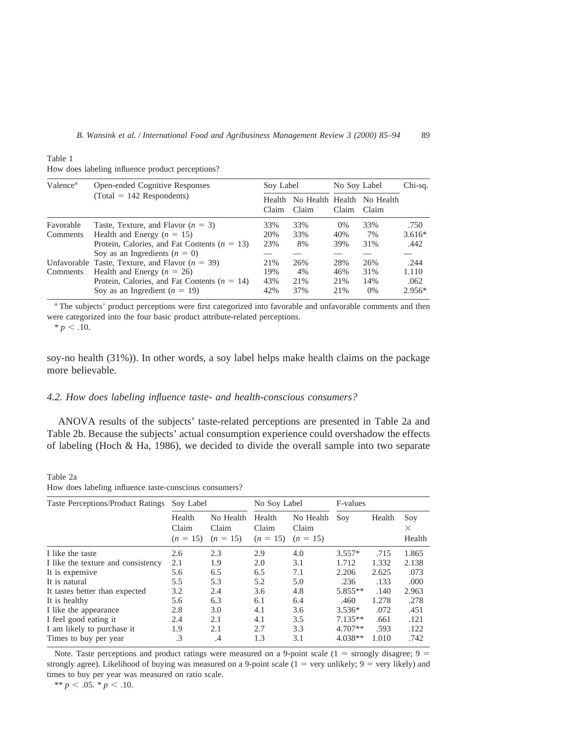Table 1
How does labeling influence product perceptions?

| Valence[a] | Open-ended Cognitive Responses (Total = 142 Respondents) | Soy Label | | No Soy Label | | Chi-sq. |
|---|---|---|---|---|---|---|
| | | Health Claim | No Health Claim | Health Claim | No Health Claim | |
| Favorable Comments | Taste, Texture, and Flavor ($n = 3$) | 33% | 33% | 0% | 33% | .750 |
| | Health and Energy ($n = 15$) | 20% | 33% | 40% | 7% | 3.616* |
| | Protein, Calories, and Fat Contents ($n = 13$) | 23% | 8% | 39% | 31% | .442 |
| | Soy as an Ingredients ($n = 0$) | — | — | — | — | — |
| Unfavorable Comments | Taste, Texture, and Flavor ($n = 39$) | 21% | 26% | 28% | 26% | .244 |
| | Health and Energy ($n = 26$) | 19% | 4% | 46% | 31% | 1.110 |
| | Protein, Calories, and Fat Contents ($n = 14$) | 43% | 21% | 21% | 14% | .062 |
| | Soy as an Ingredient ($n = 19$) | 42% | 37% | 21% | 0% | 2.956* |

[a] The subjects' product perceptions were first categorized into favorable and unfavorable comments and then were categorized into the four basic product attribute-related perceptions.

* $p < .10$.

soy-no health (31%)). In other words, a soy label helps make health claims on the package more believable.

### 4.2. How does labeling influence taste- and health-conscious consumers?

ANOVA results of the subjects' taste-related perceptions are presented in Table 2a and Table 2b. Because the subjects' actual consumption experience could overshadow the effects of labeling (Hoch & Ha, 1986), we decided to divide the overall sample into two separate

Table 2a
How does labeling influence taste-conscious consumers?

| Taste Perceptions/Product Ratings | Soy Label | | No Soy Label | | F-values | | |
|---|---|---|---|---|---|---|---|
| | Health Claim ($n = 15$) | No Health Claim ($n = 15$) | Health Claim ($n = 15$) | No Health Claim ($n = 15$) | Soy | Health | Soy × Health |
| I like the taste | 2.6 | 2.3 | 2.9 | 4.0 | 3.557* | .715 | 1.865 |
| I like the texture and consistency | 2.1 | 1.9 | 2.0 | 3.1 | 1.712 | 1.332 | 2.138 |
| It is expensive | 5.6 | 6.5 | 6.5 | 7.1 | 2.206 | 2.625 | .073 |
| It is natural | 5.5 | 5.3 | 5.2 | 5.0 | .236 | .133 | .000 |
| It tastes better than expected | 3.2 | 2.4 | 3.6 | 4.8 | 5.855** | .140 | 2.963 |
| It is healthy | 5.6 | 6.3 | 6.1 | 6.4 | .460 | 1.278 | .278 |
| I like the appearance | 2.8 | 3.0 | 4.1 | 3.6 | 3.536* | .072 | .451 |
| I feel good eating it | 2.4 | 2.1 | 4.1 | 3.5 | 7.135** | .661 | .121 |
| I am likely to purchase it | 1.9 | 2.1 | 2.7 | 3.3 | 4.707** | .593 | .122 |
| Times to buy per year | .3 | .4 | 1.3 | 3.1 | 4.038** | 1.010 | .742 |

Note. Taste perceptions and product ratings were measured on a 9-point scale (1 = strongly disagree; 9 = strongly agree). Likelihood of buying was measured on a 9-point scale (1 = very unlikely; 9 = very likely) and times to buy per year was measured on ratio scale.

** $p < .05$. * $p < .10$.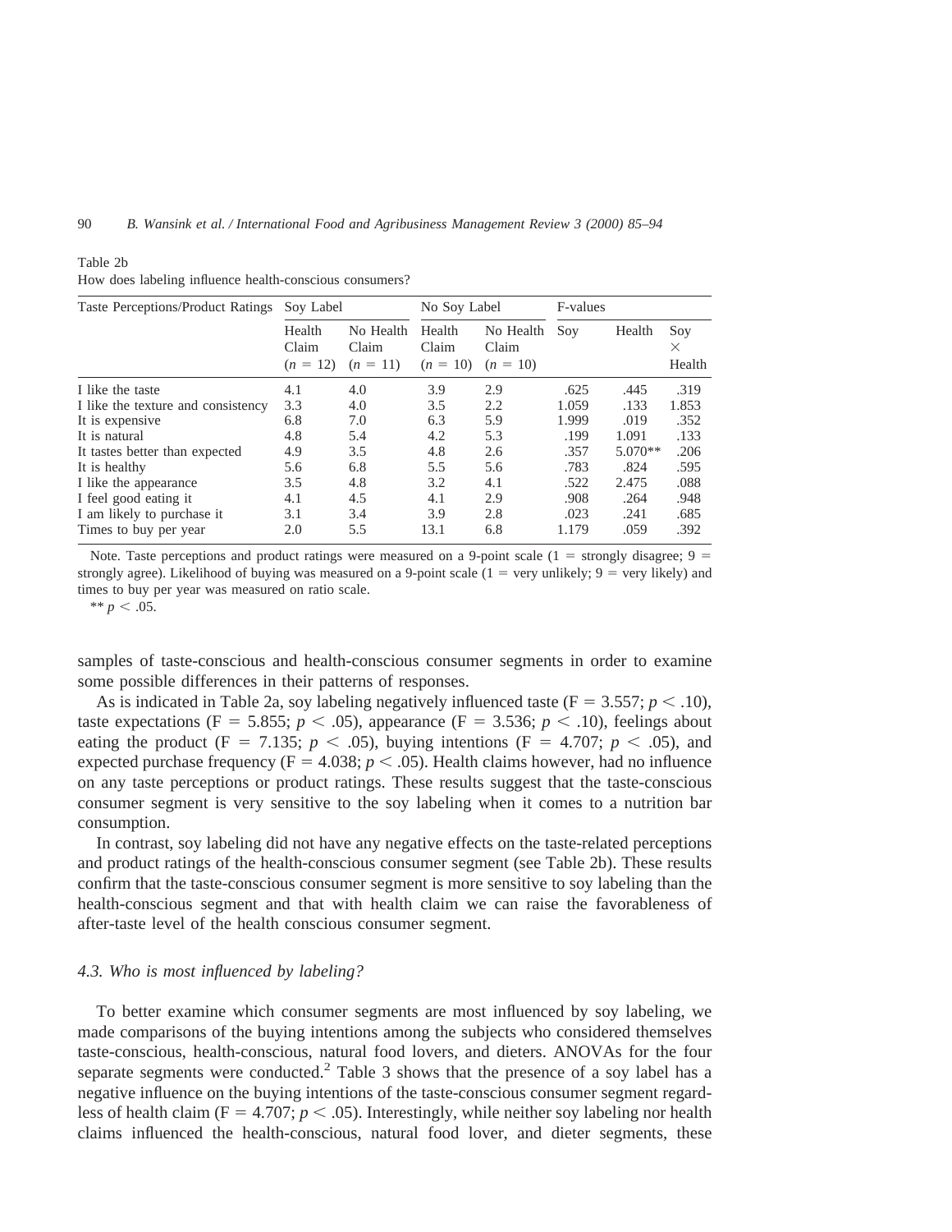Table 2b
How does labeling influence health-conscious consumers?

| Taste Perceptions/Product Ratings | Soy Label | | No Soy Label | | F-values | | |
|---|---|---|---|---|---|---|---|
| | Health Claim ($n = 12$) | No Health Claim ($n = 11$) | Health Claim ($n = 10$) | No Health Claim ($n = 10$) | Soy | Health | Soy × Health |
| I like the taste | 4.1 | 4.0 | 3.9 | 2.9 | .625 | .445 | .319 |
| I like the texture and consistency | 3.3 | 4.0 | 3.5 | 2.2 | 1.059 | .133 | 1.853 |
| It is expensive | 6.8 | 7.0 | 6.3 | 5.9 | 1.999 | .019 | .352 |
| It is natural | 4.8 | 5.4 | 4.2 | 5.3 | .199 | 1.091 | .133 |
| It tastes better than expected | 4.9 | 3.5 | 4.8 | 2.6 | .357 | 5.070** | .206 |
| It is healthy | 5.6 | 6.8 | 5.5 | 5.6 | .783 | .824 | .595 |
| I like the appearance | 3.5 | 4.8 | 3.2 | 4.1 | .522 | 2.475 | .088 |
| I feel good eating it | 4.1 | 4.5 | 4.1 | 2.9 | .908 | .264 | .948 |
| I am likely to purchase it | 3.1 | 3.4 | 3.9 | 2.8 | .023 | .241 | .685 |
| Times to buy per year | 2.0 | 5.5 | 13.1 | 6.8 | 1.179 | .059 | .392 |

Note. Taste perceptions and product ratings were measured on a 9-point scale (1 = strongly disagree; 9 = strongly agree). Likelihood of buying was measured on a 9-point scale (1 = very unlikely; 9 = very likely) and times to buy per year was measured on ratio scale.

** $p < .05$.

samples of taste-conscious and health-conscious consumer segments in order to examine some possible differences in their patterns of responses.

As is indicated in Table 2a, soy labeling negatively influenced taste ($F = 3.557$; $p < .10$), taste expectations ($F = 5.855$; $p < .05$), appearance ($F = 3.536$; $p < .10$), feelings about eating the product ($F = 7.135$; $p < .05$), buying intentions ($F = 4.707$; $p < .05$), and expected purchase frequency ($F = 4.038$; $p < .05$). Health claims however, had no influence on any taste perceptions or product ratings. These results suggest that the taste-conscious consumer segment is very sensitive to the soy labeling when it comes to a nutrition bar consumption.

In contrast, soy labeling did not have any negative effects on the taste-related perceptions and product ratings of the health-conscious consumer segment (see Table 2b). These results confirm that the taste-conscious consumer segment is more sensitive to soy labeling than the health-conscious segment and that with health claim we can raise the favorableness of after-taste level of the health conscious consumer segment.

### *4.3. Who is most influenced by labeling?*

To better examine which consumer segments are most influenced by soy labeling, we made comparisons of the buying intentions among the subjects who considered themselves taste-conscious, health-conscious, natural food lovers, and dieters. ANOVAs for the four separate segments were conducted.[2] Table 3 shows that the presence of a soy label has a negative influence on the buying intentions of the taste-conscious consumer segment regardless of health claim ($F = 4.707$; $p < .05$). Interestingly, while neither soy labeling nor health claims influenced the health-conscious, natural food lover, and dieter segments, these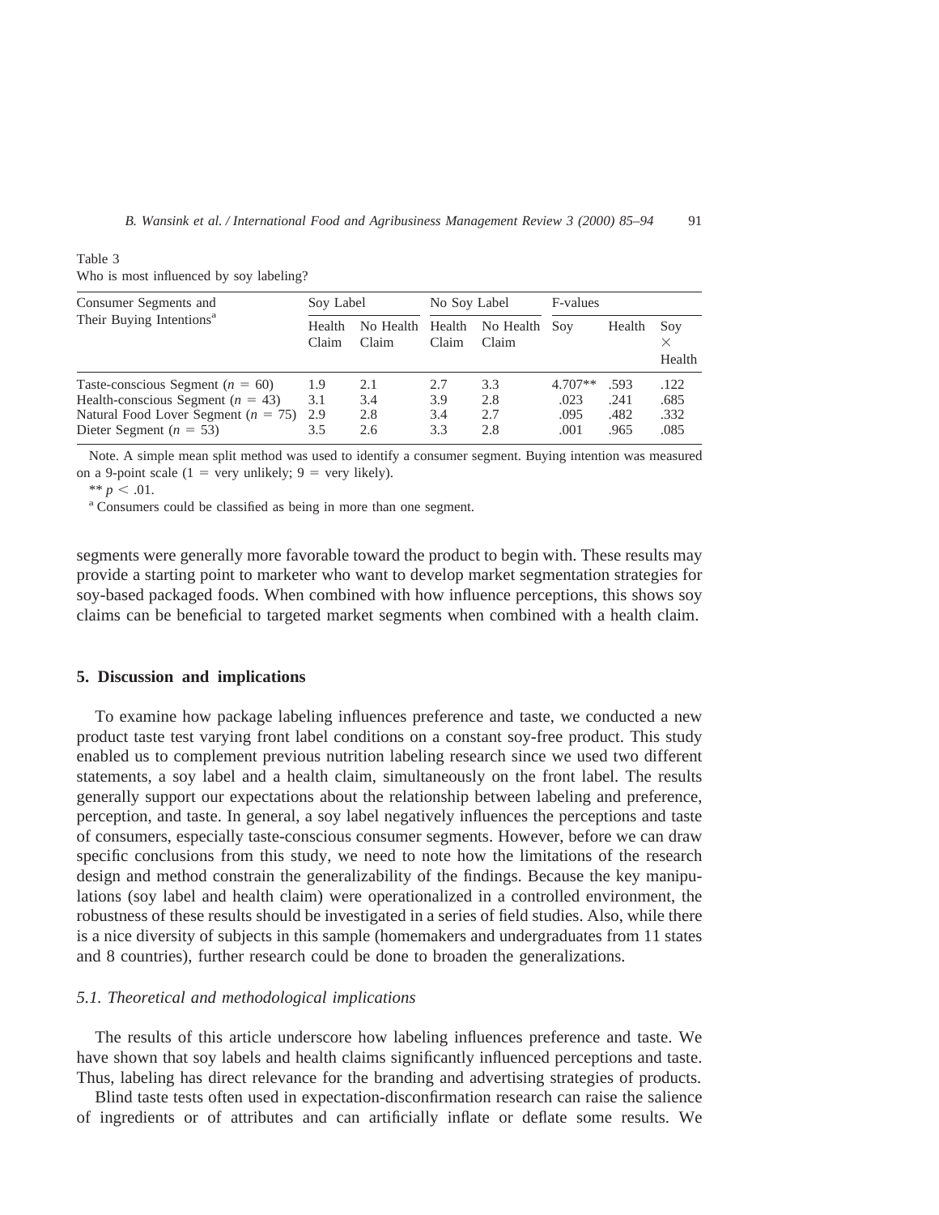Table 3
Who is most influenced by soy labeling?

| Consumer Segments and Their Buying Intentions[a] | Soy Label | | No Soy Label | | F-values | | |
|---|---|---|---|---|---|---|---|
| | Health Claim | No Health Claim | Health Claim | No Health Claim | Soy | Health | Soy × Health |
| Taste-conscious Segment ($n = 60$) | 1.9 | 2.1 | 2.7 | 3.3 | 4.707** | .593 | .122 |
| Health-conscious Segment ($n = 43$) | 3.1 | 3.4 | 3.9 | 2.8 | .023 | .241 | .685 |
| Natural Food Lover Segment ($n = 75$) | 2.9 | 2.8 | 3.4 | 2.7 | .095 | .482 | .332 |
| Dieter Segment ($n = 53$) | 3.5 | 2.6 | 3.3 | 2.8 | .001 | .965 | .085 |

Note. A simple mean split method was used to identify a consumer segment. Buying intention was measured on a 9-point scale (1 = very unlikely; 9 = very likely).

** $p < .01$.

[a] Consumers could be classified as being in more than one segment.

segments were generally more favorable toward the product to begin with. These results may provide a starting point to marketer who want to develop market segmentation strategies for soy-based packaged foods. When combined with how influence perceptions, this shows soy claims can be beneficial to targeted market segments when combined with a health claim.

## 5. Discussion and implications

To examine how package labeling influences preference and taste, we conducted a new product taste test varying front label conditions on a constant soy-free product. This study enabled us to complement previous nutrition labeling research since we used two different statements, a soy label and a health claim, simultaneously on the front label. The results generally support our expectations about the relationship between labeling and preference, perception, and taste. In general, a soy label negatively influences the perceptions and taste of consumers, especially taste-conscious consumer segments. However, before we can draw specific conclusions from this study, we need to note how the limitations of the research design and method constrain the generalizability of the findings. Because the key manipulations (soy label and health claim) were operationalized in a controlled environment, the robustness of these results should be investigated in a series of field studies. Also, while there is a nice diversity of subjects in this sample (homemakers and undergraduates from 11 states and 8 countries), further research could be done to broaden the generalizations.

### *5.1. Theoretical and methodological implications*

The results of this article underscore how labeling influences preference and taste. We have shown that soy labels and health claims significantly influenced perceptions and taste. Thus, labeling has direct relevance for the branding and advertising strategies of products.

Blind taste tests often used in expectation-disconfirmation research can raise the salience of ingredients or of attributes and can artificially inflate or deflate some results. We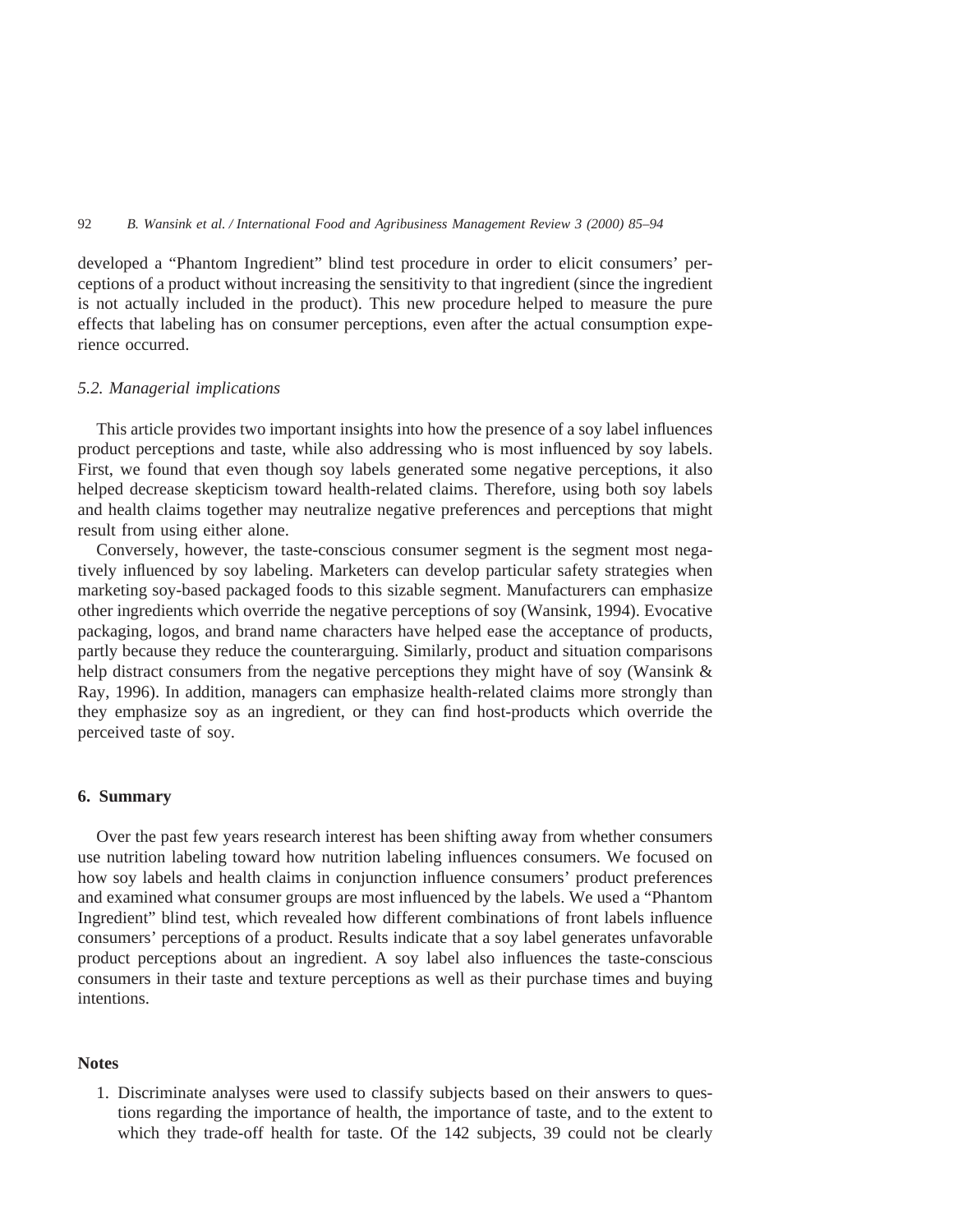developed a "Phantom Ingredient" blind test procedure in order to elicit consumers' perceptions of a product without increasing the sensitivity to that ingredient (since the ingredient is not actually included in the product). This new procedure helped to measure the pure effects that labeling has on consumer perceptions, even after the actual consumption experience occurred.

### *5.2. Managerial implications*

This article provides two important insights into how the presence of a soy label influences product perceptions and taste, while also addressing who is most influenced by soy labels. First, we found that even though soy labels generated some negative perceptions, it also helped decrease skepticism toward health-related claims. Therefore, using both soy labels and health claims together may neutralize negative preferences and perceptions that might result from using either alone.

Conversely, however, the taste-conscious consumer segment is the segment most negatively influenced by soy labeling. Marketers can develop particular safety strategies when marketing soy-based packaged foods to this sizable segment. Manufacturers can emphasize other ingredients which override the negative perceptions of soy (Wansink, 1994). Evocative packaging, logos, and brand name characters have helped ease the acceptance of products, partly because they reduce the counterarguing. Similarly, product and situation comparisons help distract consumers from the negative perceptions they might have of soy (Wansink & Ray, 1996). In addition, managers can emphasize health-related claims more strongly than they emphasize soy as an ingredient, or they can find host-products which override the perceived taste of soy.

## 6. Summary

Over the past few years research interest has been shifting away from whether consumers use nutrition labeling toward how nutrition labeling influences consumers. We focused on how soy labels and health claims in conjunction influence consumers' product preferences and examined what consumer groups are most influenced by the labels. We used a "Phantom Ingredient" blind test, which revealed how different combinations of front labels influence consumers' perceptions of a product. Results indicate that a soy label generates unfavorable product perceptions about an ingredient. A soy label also influences the taste-conscious consumers in their taste and texture perceptions as well as their purchase times and buying intentions.

## Notes

1. Discriminate analyses were used to classify subjects based on their answers to questions regarding the importance of health, the importance of taste, and to the extent to which they trade-off health for taste. Of the 142 subjects, 39 could not be clearly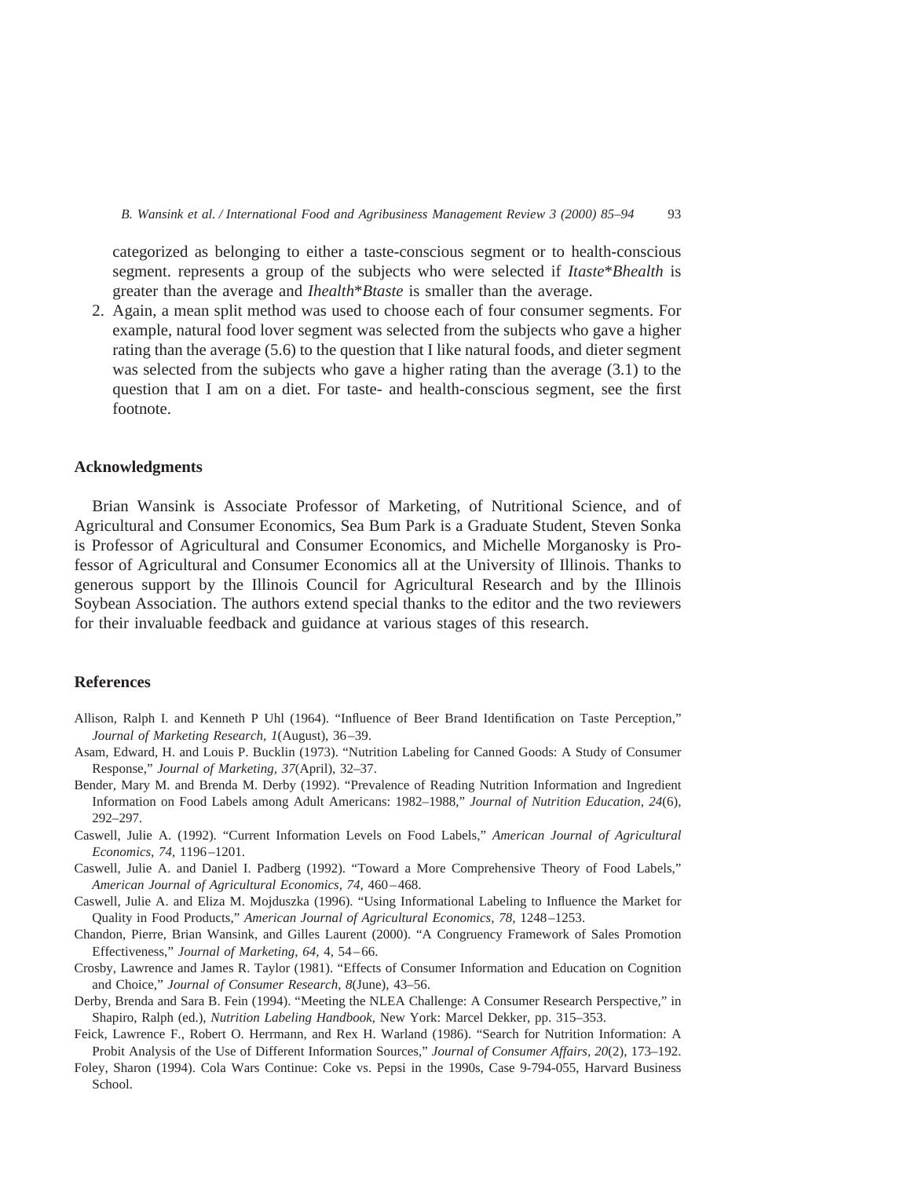categorized as belonging to either a taste-conscious segment or to health-conscious segment. represents a group of the subjects who were selected if *Itaste*\**Bhealth* is greater than the average and *Ihealth*\**Btaste* is smaller than the average.

2. Again, a mean split method was used to choose each of four consumer segments. For example, natural food lover segment was selected from the subjects who gave a higher rating than the average (5.6) to the question that I like natural foods, and dieter segment was selected from the subjects who gave a higher rating than the average (3.1) to the question that I am on a diet. For taste- and health-conscious segment, see the first footnote.

## Acknowledgments

Brian Wansink is Associate Professor of Marketing, of Nutritional Science, and of Agricultural and Consumer Economics, Sea Bum Park is a Graduate Student, Steven Sonka is Professor of Agricultural and Consumer Economics, and Michelle Morganosky is Professor of Agricultural and Consumer Economics all at the University of Illinois. Thanks to generous support by the Illinois Council for Agricultural Research and by the Illinois Soybean Association. The authors extend special thanks to the editor and the two reviewers for their invaluable feedback and guidance at various stages of this research.

## References

Allison, Ralph I. and Kenneth P Uhl (1964). "Influence of Beer Brand Identification on Taste Perception," *Journal of Marketing Research, 1*(August), 36–39.

Asam, Edward, H. and Louis P. Bucklin (1973). "Nutrition Labeling for Canned Goods: A Study of Consumer Response," *Journal of Marketing, 37*(April), 32–37.

Bender, Mary M. and Brenda M. Derby (1992). "Prevalence of Reading Nutrition Information and Ingredient Information on Food Labels among Adult Americans: 1982–1988," *Journal of Nutrition Education, 24*(6), 292–297.

Caswell, Julie A. (1992). "Current Information Levels on Food Labels," *American Journal of Agricultural Economics, 74,* 1196–1201.

Caswell, Julie A. and Daniel I. Padberg (1992). "Toward a More Comprehensive Theory of Food Labels," *American Journal of Agricultural Economics, 74,* 460–468.

Caswell, Julie A. and Eliza M. Mojduszka (1996). "Using Informational Labeling to Influence the Market for Quality in Food Products," *American Journal of Agricultural Economics, 78,* 1248–1253.

Chandon, Pierre, Brian Wansink, and Gilles Laurent (2000). "A Congruency Framework of Sales Promotion Effectiveness," *Journal of Marketing, 64,* 4, 54–66.

Crosby, Lawrence and James R. Taylor (1981). "Effects of Consumer Information and Education on Cognition and Choice," *Journal of Consumer Research, 8*(June), 43–56.

Derby, Brenda and Sara B. Fein (1994). "Meeting the NLEA Challenge: A Consumer Research Perspective," in Shapiro, Ralph (ed.), *Nutrition Labeling Handbook,* New York: Marcel Dekker, pp. 315–353.

Feick, Lawrence F., Robert O. Herrmann, and Rex H. Warland (1986). "Search for Nutrition Information: A Probit Analysis of the Use of Different Information Sources," *Journal of Consumer Affairs, 20*(2), 173–192.

Foley, Sharon (1994). Cola Wars Continue: Coke vs. Pepsi in the 1990s, Case 9-794-055, Harvard Business School.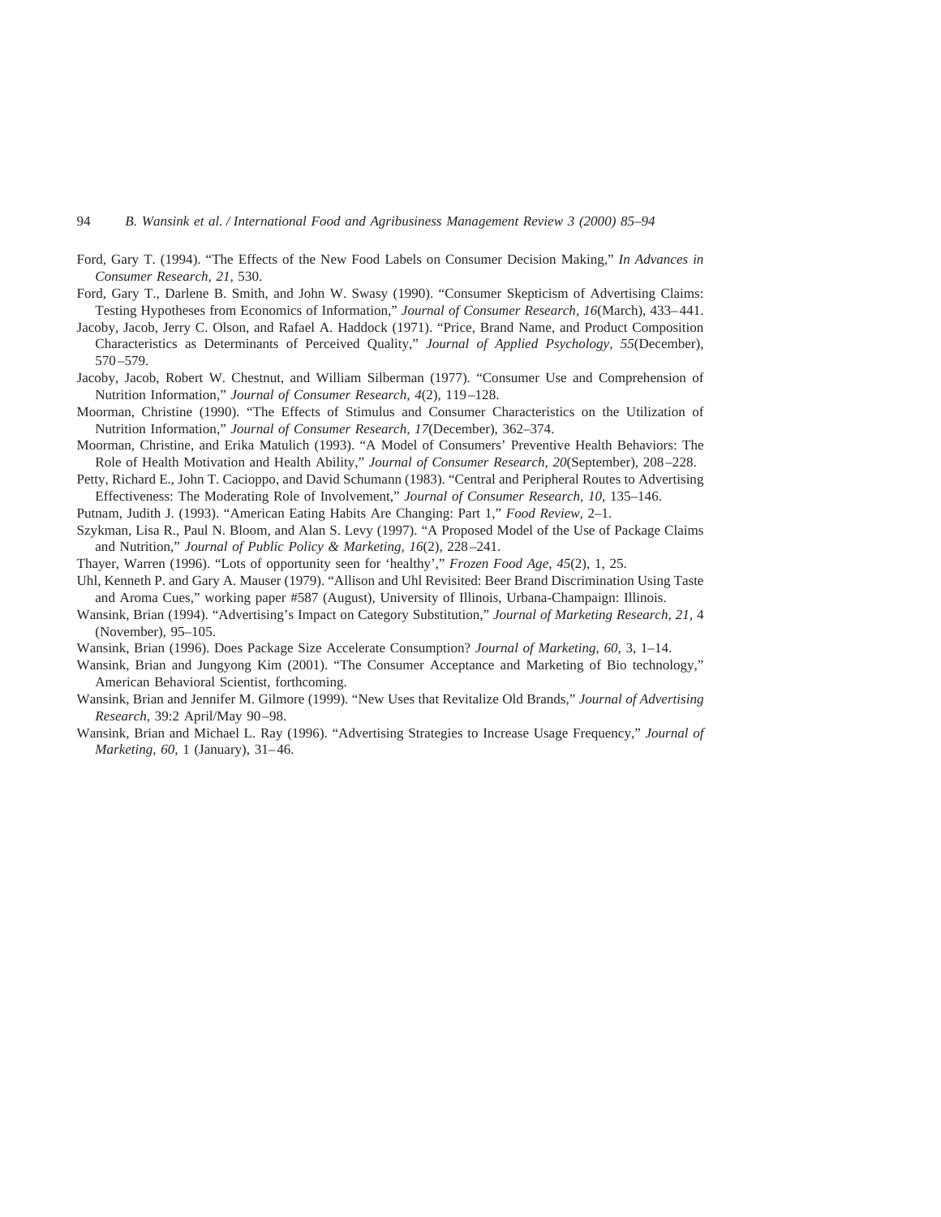Ford, Gary T. (1994). "The Effects of the New Food Labels on Consumer Decision Making," *In Advances in Consumer Research, 21,* 530.

Ford, Gary T., Darlene B. Smith, and John W. Swasy (1990). "Consumer Skepticism of Advertising Claims: Testing Hypotheses from Economics of Information," *Journal of Consumer Research, 16*(March), 433–441.

Jacoby, Jacob, Jerry C. Olson, and Rafael A. Haddock (1971). "Price, Brand Name, and Product Composition Characteristics as Determinants of Perceived Quality," *Journal of Applied Psychology, 55*(December), 570–579.

Jacoby, Jacob, Robert W. Chestnut, and William Silberman (1977). "Consumer Use and Comprehension of Nutrition Information," *Journal of Consumer Research, 4*(2), 119–128.

Moorman, Christine (1990). "The Effects of Stimulus and Consumer Characteristics on the Utilization of Nutrition Information," *Journal of Consumer Research, 17*(December), 362–374.

Moorman, Christine, and Erika Matulich (1993). "A Model of Consumers' Preventive Health Behaviors: The Role of Health Motivation and Health Ability," *Journal of Consumer Research, 20*(September), 208–228.

Petty, Richard E., John T. Cacioppo, and David Schumann (1983). "Central and Peripheral Routes to Advertising Effectiveness: The Moderating Role of Involvement," *Journal of Consumer Research, 10,* 135–146.

Putnam, Judith J. (1993). "American Eating Habits Are Changing: Part 1," *Food Review,* 2–1.

Szykman, Lisa R., Paul N. Bloom, and Alan S. Levy (1997). "A Proposed Model of the Use of Package Claims and Nutrition," *Journal of Public Policy & Marketing, 16*(2), 228–241.

Thayer, Warren (1996). "Lots of opportunity seen for 'healthy'," *Frozen Food Age, 45*(2), 1, 25.

Uhl, Kenneth P. and Gary A. Mauser (1979). "Allison and Uhl Revisited: Beer Brand Discrimination Using Taste and Aroma Cues," working paper #587 (August), University of Illinois, Urbana-Champaign: Illinois.

Wansink, Brian (1994). "Advertising's Impact on Category Substitution," *Journal of Marketing Research, 21,* 4 (November), 95–105.

Wansink, Brian (1996). Does Package Size Accelerate Consumption? *Journal of Marketing, 60,* 3, 1–14.

Wansink, Brian and Jungyong Kim (2001). "The Consumer Acceptance and Marketing of Bio technology," American Behavioral Scientist, forthcoming.

Wansink, Brian and Jennifer M. Gilmore (1999). "New Uses that Revitalize Old Brands," *Journal of Advertising Research,* 39:2 April/May 90–98.

Wansink, Brian and Michael L. Ray (1996). "Advertising Strategies to Increase Usage Frequency," *Journal of Marketing, 60,* 1 (January), 31–46.